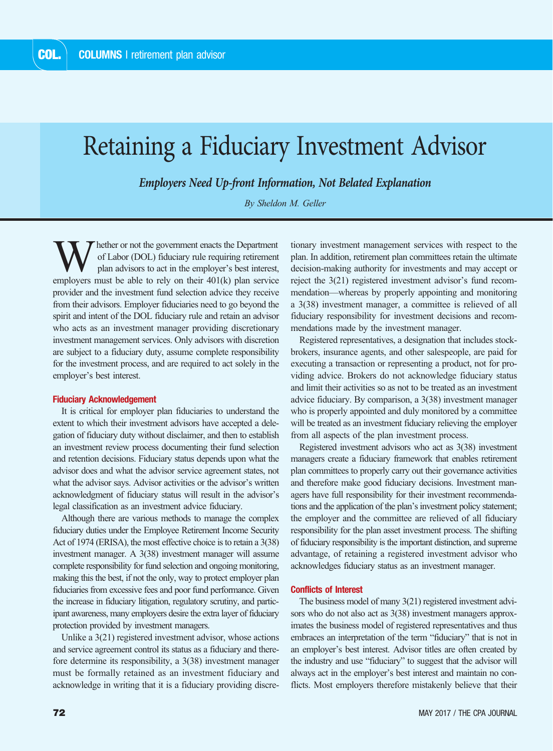# Retaining a Fiduciary Investment Advisor

***Employers Need Up-front Information, Not Belated Explanation***

*By Sheldon M. Geller*

Whether or not the government enacts the Department of Labor (DOL) fiduciary rule requiring retirement plan advisors to act in the employer's best interest, employers must be able to rely on their 401(k) plan service provider and the investment fund selection advice they receive from their advisors. Employer fiduciaries need to go beyond the spirit and intent of the DOL fiduciary rule and retain an advisor who acts as an investment manager providing discretionary investment management services. Only advisors with discretion are subject to a fiduciary duty, assume complete responsibility for the investment process, and are required to act solely in the employer's best interest.

### Fiduciary Acknowledgement

It is critical for employer plan fiduciaries to understand the extent to which their investment advisors have accepted a delegation of fiduciary duty without disclaimer, and then to establish an investment review process documenting their fund selection and retention decisions. Fiduciary status depends upon what the advisor does and what the advisor service agreement states, not what the advisor says. Advisor activities or the advisor's written acknowledgment of fiduciary status will result in the advisor's legal classification as an investment advice fiduciary.

Although there are various methods to manage the complex fiduciary duties under the Employee Retirement Income Security Act of 1974 (ERISA), the most effective choice is to retain a 3(38) investment manager. A 3(38) investment manager will assume complete responsibility for fund selection and ongoing monitoring, making this the best, if not the only, way to protect employer plan fiduciaries from excessive fees and poor fund performance. Given the increase in fiduciary litigation, regulatory scrutiny, and participant awareness, many employers desire the extra layer of fiduciary protection provided by investment managers.

Unlike a 3(21) registered investment advisor, whose actions and service agreement control its status as a fiduciary and therefore determine its responsibility, a 3(38) investment manager must be formally retained as an investment fiduciary and acknowledge in writing that it is a fiduciary providing discretionary investment management services with respect to the plan. In addition, retirement plan committees retain the ultimate decision-making authority for investments and may accept or reject the 3(21) registered investment advisor's fund recommendation—whereas by properly appointing and monitoring a 3(38) investment manager, a committee is relieved of all fiduciary responsibility for investment decisions and recommendations made by the investment manager.

Registered representatives, a designation that includes stockbrokers, insurance agents, and other salespeople, are paid for executing a transaction or representing a product, not for providing advice. Brokers do not acknowledge fiduciary status and limit their activities so as not to be treated as an investment advice fiduciary. By comparison, a 3(38) investment manager who is properly appointed and duly monitored by a committee will be treated as an investment fiduciary relieving the employer from all aspects of the plan investment process.

Registered investment advisors who act as 3(38) investment managers create a fiduciary framework that enables retirement plan committees to properly carry out their governance activities and therefore make good fiduciary decisions. Investment managers have full responsibility for their investment recommendations and the application of the plan's investment policy statement; the employer and the committee are relieved of all fiduciary responsibility for the plan asset investment process. The shifting of fiduciary responsibility is the important distinction, and supreme advantage, of retaining a registered investment advisor who acknowledges fiduciary status as an investment manager.

### Conflicts of Interest

The business model of many 3(21) registered investment advisors who do not also act as 3(38) investment managers approximates the business model of registered representatives and thus embraces an interpretation of the term "fiduciary" that is not in an employer's best interest. Advisor titles are often created by the industry and use "fiduciary" to suggest that the advisor will always act in the employer's best interest and maintain no conflicts. Most employers therefore mistakenly believe that their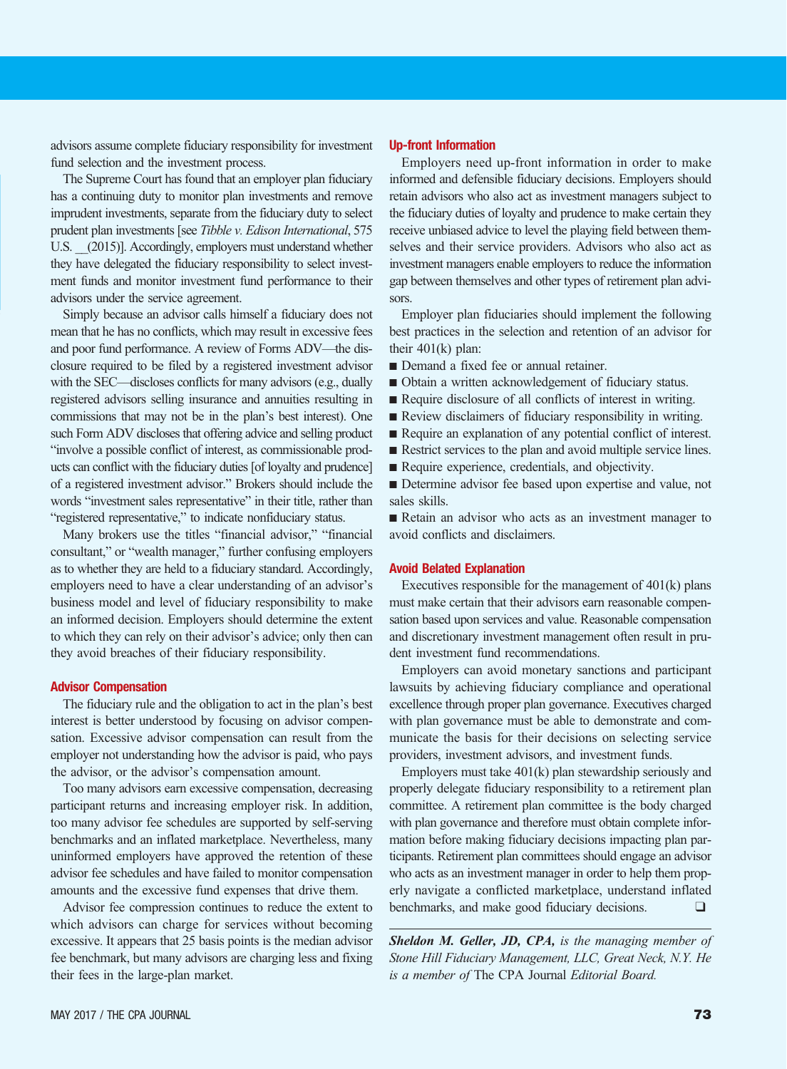advisors assume complete fiduciary responsibility for investment fund selection and the investment process.

The Supreme Court has found that an employer plan fiduciary has a continuing duty to monitor plan investments and remove imprudent investments, separate from the fiduciary duty to select prudent plan investments [see *Tibble v. Edison International*, 575 U.S. __(2015)]. Accordingly, employers must understand whether they have delegated the fiduciary responsibility to select investment funds and monitor investment fund performance to their advisors under the service agreement.

Simply because an advisor calls himself a fiduciary does not mean that he has no conflicts, which may result in excessive fees and poor fund performance. A review of Forms ADV—the disclosure required to be filed by a registered investment advisor with the SEC—discloses conflicts for many advisors (e.g., dually registered advisors selling insurance and annuities resulting in commissions that may not be in the plan's best interest). One such Form ADV discloses that offering advice and selling product "involve a possible conflict of interest, as commissionable products can conflict with the fiduciary duties [of loyalty and prudence] of a registered investment advisor." Brokers should include the words "investment sales representative" in their title, rather than "registered representative," to indicate nonfiduciary status.

Many brokers use the titles "financial advisor," "financial consultant," or "wealth manager," further confusing employers as to whether they are held to a fiduciary standard. Accordingly, employers need to have a clear understanding of an advisor's business model and level of fiduciary responsibility to make an informed decision. Employers should determine the extent to which they can rely on their advisor's advice; only then can they avoid breaches of their fiduciary responsibility.

### Advisor Compensation

The fiduciary rule and the obligation to act in the plan's best interest is better understood by focusing on advisor compensation. Excessive advisor compensation can result from the employer not understanding how the advisor is paid, who pays the advisor, or the advisor's compensation amount.

Too many advisors earn excessive compensation, decreasing participant returns and increasing employer risk. In addition, too many advisor fee schedules are supported by self-serving benchmarks and an inflated marketplace. Nevertheless, many uninformed employers have approved the retention of these advisor fee schedules and have failed to monitor compensation amounts and the excessive fund expenses that drive them.

Advisor fee compression continues to reduce the extent to which advisors can charge for services without becoming excessive. It appears that 25 basis points is the median advisor fee benchmark, but many advisors are charging less and fixing their fees in the large-plan market.

### Up-front Information

Employers need up-front information in order to make informed and defensible fiduciary decisions. Employers should retain advisors who also act as investment managers subject to the fiduciary duties of loyalty and prudence to make certain they receive unbiased advice to level the playing field between themselves and their service providers. Advisors who also act as investment managers enable employers to reduce the information gap between themselves and other types of retirement plan advisors.

Employer plan fiduciaries should implement the following best practices in the selection and retention of an advisor for their 401(k) plan:

- Demand a fixed fee or annual retainer.
- Obtain a written acknowledgement of fiduciary status.
- Require disclosure of all conflicts of interest in writing.
- Review disclaimers of fiduciary responsibility in writing.
- Require an explanation of any potential conflict of interest.
- Restrict services to the plan and avoid multiple service lines.
- Require experience, credentials, and objectivity.
- Determine advisor fee based upon expertise and value, not sales skills.
- Retain an advisor who acts as an investment manager to avoid conflicts and disclaimers.

### Avoid Belated Explanation

Executives responsible for the management of 401(k) plans must make certain that their advisors earn reasonable compensation based upon services and value. Reasonable compensation and discretionary investment management often result in prudent investment fund recommendations.

Employers can avoid monetary sanctions and participant lawsuits by achieving fiduciary compliance and operational excellence through proper plan governance. Executives charged with plan governance must be able to demonstrate and communicate the basis for their decisions on selecting service providers, investment advisors, and investment funds.

Employers must take 401(k) plan stewardship seriously and properly delegate fiduciary responsibility to a retirement plan committee. A retirement plan committee is the body charged with plan governance and therefore must obtain complete information before making fiduciary decisions impacting plan participants. Retirement plan committees should engage an advisor who acts as an investment manager in order to help them properly navigate a conflicted marketplace, understand inflated benchmarks, and make good fiduciary decisions. ❑

---

***Sheldon M. Geller, JD, CPA,*** *is the managing member of Stone Hill Fiduciary Management, LLC, Great Neck, N.Y. He is a member of* The CPA Journal *Editorial Board.*